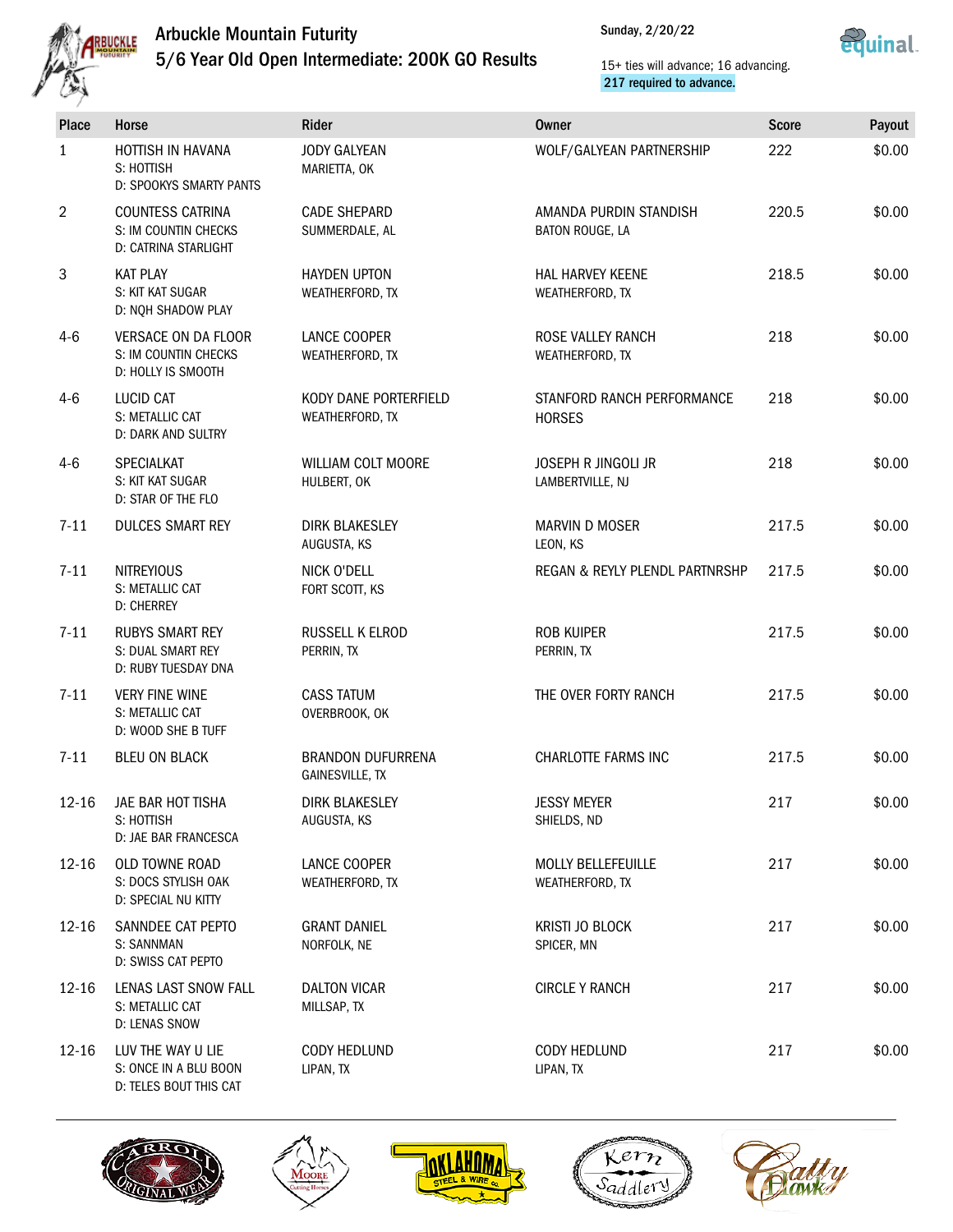# Arbuckle Mountain Futurity

## 5/6 Year Old Open Intermediate: 200K GO Results

Sunday, 2/20/22

15+ ties will advance; 16 advancing.
217 required to advance.

| Place | Horse | Rider | Owner | Score | Payout |
|---|---|---|---|---|---|
| 1 | HOTTISH IN HAVANA<br>S: HOTTISH<br>D: SPOOKYS SMARTY PANTS | JODY GALYEAN<br>MARIETTA, OK | WOLF/GALYEAN PARTNERSHIP | 222 | $0.00 |
| 2 | COUNTESS CATRINA<br>S: IM COUNTIN CHECKS<br>D: CATRINA STARLIGHT | CADE SHEPARD<br>SUMMERDALE, AL | AMANDA PURDIN STANDISH<br>BATON ROUGE, LA | 220.5 | $0.00 |
| 3 | KAT PLAY<br>S: KIT KAT SUGAR<br>D: NQH SHADOW PLAY | HAYDEN UPTON<br>WEATHERFORD, TX | HAL HARVEY KEENE<br>WEATHERFORD, TX | 218.5 | $0.00 |
| 4-6 | VERSACE ON DA FLOOR<br>S: IM COUNTIN CHECKS<br>D: HOLLY IS SMOOTH | LANCE COOPER<br>WEATHERFORD, TX | ROSE VALLEY RANCH<br>WEATHERFORD, TX | 218 | $0.00 |
| 4-6 | LUCID CAT<br>S: METALLIC CAT<br>D: DARK AND SULTRY | KODY DANE PORTERFIELD<br>WEATHERFORD, TX | STANFORD RANCH PERFORMANCE HORSES | 218 | $0.00 |
| 4-6 | SPECIALKAT<br>S: KIT KAT SUGAR<br>D: STAR OF THE FLO | WILLIAM COLT MOORE<br>HULBERT, OK | JOSEPH R JINGOLI JR<br>LAMBERTVILLE, NJ | 218 | $0.00 |
| 7-11 | DULCES SMART REY | DIRK BLAKESLEY<br>AUGUSTA, KS | MARVIN D MOSER<br>LEON, KS | 217.5 | $0.00 |
| 7-11 | NITREYIOUS<br>S: METALLIC CAT<br>D: CHERREY | NICK O'DELL<br>FORT SCOTT, KS | REGAN & REYLY PLENDL PARTNRSHP | 217.5 | $0.00 |
| 7-11 | RUBYS SMART REY<br>S: DUAL SMART REY<br>D: RUBY TUESDAY DNA | RUSSELL K ELROD<br>PERRIN, TX | ROB KUIPER<br>PERRIN, TX | 217.5 | $0.00 |
| 7-11 | VERY FINE WINE<br>S: METALLIC CAT<br>D: WOOD SHE B TUFF | CASS TATUM<br>OVERBROOK, OK | THE OVER FORTY RANCH | 217.5 | $0.00 |
| 7-11 | BLEU ON BLACK | BRANDON DUFURRENA<br>GAINESVILLE, TX | CHARLOTTE FARMS INC | 217.5 | $0.00 |
| 12-16 | JAE BAR HOT TISHA<br>S: HOTTISH<br>D: JAE BAR FRANCESCA | DIRK BLAKESLEY<br>AUGUSTA, KS | JESSY MEYER<br>SHIELDS, ND | 217 | $0.00 |
| 12-16 | OLD TOWNE ROAD<br>S: DOCS STYLISH OAK<br>D: SPECIAL NU KITTY | LANCE COOPER<br>WEATHERFORD, TX | MOLLY BELLEFEUILLE<br>WEATHERFORD, TX | 217 | $0.00 |
| 12-16 | SANNDEE CAT PEPTO<br>S: SANNMAN<br>D: SWISS CAT PEPTO | GRANT DANIEL<br>NORFOLK, NE | KRISTI JO BLOCK<br>SPICER, MN | 217 | $0.00 |
| 12-16 | LENAS LAST SNOW FALL<br>S: METALLIC CAT<br>D: LENAS SNOW | DALTON VICAR<br>MILLSAP, TX | CIRCLE Y RANCH | 217 | $0.00 |
| 12-16 | LUV THE WAY U LIE<br>S: ONCE IN A BLU BOON<br>D: TELES BOUT THIS CAT | CODY HEDLUND<br>LIPAN, TX | CODY HEDLUND<br>LIPAN, TX | 217 | $0.00 |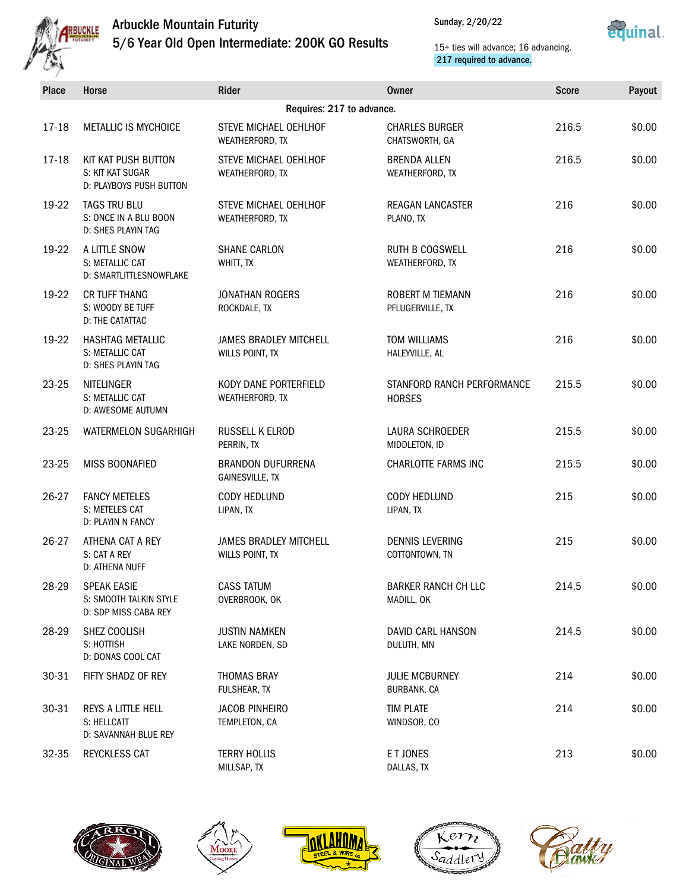# Arbuckle Mountain Futurity

## 5/6 Year Old Open Intermediate: 200K GO Results

Sunday, 2/20/22

15+ ties will advance; 16 advancing.
217 required to advance.

| Place | Horse | Rider | Owner | Score | Payout |
|---|---|---|---|---|---|
| | | Requires: 217 to advance. | | | |
| 17-18 | METALLIC IS MYCHOICE | STEVE MICHAEL OEHLHOF<br>WEATHERFORD, TX | CHARLES BURGER<br>CHATSWORTH, GA | 216.5 | $0.00 |
| 17-18 | KIT KAT PUSH BUTTON<br>S: KIT KAT SUGAR<br>D: PLAYBOYS PUSH BUTTON | STEVE MICHAEL OEHLHOF<br>WEATHERFORD, TX | BRENDA ALLEN<br>WEATHERFORD, TX | 216.5 | $0.00 |
| 19-22 | TAGS TRU BLU<br>S: ONCE IN A BLU BOON<br>D: SHES PLAYIN TAG | STEVE MICHAEL OEHLHOF<br>WEATHERFORD, TX | REAGAN LANCASTER<br>PLANO, TX | 216 | $0.00 |
| 19-22 | A LITTLE SNOW<br>S: METALLIC CAT<br>D: SMARTLITTLESNOWFLAKE | SHANE CARLON<br>WHITT, TX | RUTH B COGSWELL<br>WEATHERFORD, TX | 216 | $0.00 |
| 19-22 | CR TUFF THANG<br>S: WOODY BE TUFF<br>D: THE CATATTAC | JONATHAN ROGERS<br>ROCKDALE, TX | ROBERT M TIEMANN<br>PFLUGERVILLE, TX | 216 | $0.00 |
| 19-22 | HASHTAG METALLIC<br>S: METALLIC CAT<br>D: SHES PLAYIN TAG | JAMES BRADLEY MITCHELL<br>WILLS POINT, TX | TOM WILLIAMS<br>HALEYVILLE, AL | 216 | $0.00 |
| 23-25 | NITELINGER<br>S: METALLIC CAT<br>D: AWESOME AUTUMN | KODY DANE PORTERFIELD<br>WEATHERFORD, TX | STANFORD RANCH PERFORMANCE HORSES | 215.5 | $0.00 |
| 23-25 | WATERMELON SUGARHIGH | RUSSELL K ELROD<br>PERRIN, TX | LAURA SCHROEDER<br>MIDDLETON, ID | 215.5 | $0.00 |
| 23-25 | MISS BOONAFIED | BRANDON DUFURRENA<br>GAINESVILLE, TX | CHARLOTTE FARMS INC | 215.5 | $0.00 |
| 26-27 | FANCY METELES<br>S: METELES CAT<br>D: PLAYIN N FANCY | CODY HEDLUND<br>LIPAN, TX | CODY HEDLUND<br>LIPAN, TX | 215 | $0.00 |
| 26-27 | ATHENA CAT A REY<br>S: CAT A REY<br>D: ATHENA NUFF | JAMES BRADLEY MITCHELL<br>WILLS POINT, TX | DENNIS LEVERING<br>COTTONTOWN, TN | 215 | $0.00 |
| 28-29 | SPEAK EASIE<br>S: SMOOTH TALKIN STYLE<br>D: SDP MISS CABA REY | CASS TATUM<br>OVERBROOK, OK | BARKER RANCH CH LLC<br>MADILL, OK | 214.5 | $0.00 |
| 28-29 | SHEZ COOLISH<br>S: HOTTISH<br>D: DONAS COOL CAT | JUSTIN NAMKEN<br>LAKE NORDEN, SD | DAVID CARL HANSON<br>DULUTH, MN | 214.5 | $0.00 |
| 30-31 | FIFTY SHADZ OF REY | THOMAS BRAY<br>FULSHEAR, TX | JULIE MCBURNEY<br>BURBANK, CA | 214 | $0.00 |
| 30-31 | REYS A LITTLE HELL<br>S: HELLCATT<br>D: SAVANNAH BLUE REY | JACOB PINHEIRO<br>TEMPLETON, CA | TIM PLATE<br>WINDSOR, CO | 214 | $0.00 |
| 32-35 | REYCKLESS CAT | TERRY HOLLIS<br>MILLSAP, TX | E T JONES<br>DALLAS, TX | 213 | $0.00 |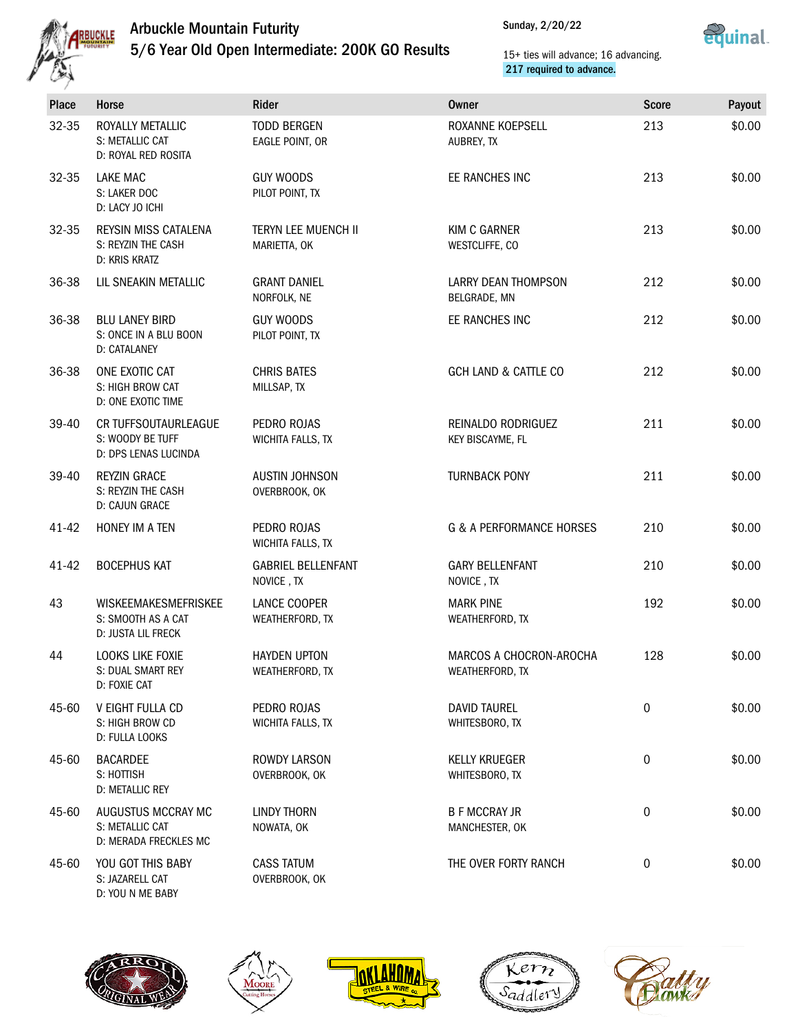# Arbuckle Mountain Futurity

## 5/6 Year Old Open Intermediate: 200K GO Results

Sunday, 2/20/22

15+ ties will advance; 16 advancing.
**217 required to advance.**

| Place | Horse | Rider | Owner | Score | Payout |
|---|---|---|---|---|---|
| 32-35 | ROYALLY METALLIC<br>S: METALLIC CAT<br>D: ROYAL RED ROSITA | TODD BERGEN<br>EAGLE POINT, OR | ROXANNE KOEPSELL<br>AUBREY, TX | 213 | $0.00 |
| 32-35 | LAKE MAC<br>S: LAKER DOC<br>D: LACY JO ICHI | GUY WOODS<br>PILOT POINT, TX | EE RANCHES INC | 213 | $0.00 |
| 32-35 | REYSIN MISS CATALENA<br>S: REYZIN THE CASH<br>D: KRIS KRATZ | TERYN LEE MUENCH II<br>MARIETTA, OK | KIM C GARNER<br>WESTCLIFFE, CO | 213 | $0.00 |
| 36-38 | LIL SNEAKIN METALLIC | GRANT DANIEL<br>NORFOLK, NE | LARRY DEAN THOMPSON<br>BELGRADE, MN | 212 | $0.00 |
| 36-38 | BLU LANEY BIRD<br>S: ONCE IN A BLU BOON<br>D: CATALANEY | GUY WOODS<br>PILOT POINT, TX | EE RANCHES INC | 212 | $0.00 |
| 36-38 | ONE EXOTIC CAT<br>S: HIGH BROW CAT<br>D: ONE EXOTIC TIME | CHRIS BATES<br>MILLSAP, TX | GCH LAND & CATTLE CO | 212 | $0.00 |
| 39-40 | CR TUFFSOUTAURLEAGUE<br>S: WOODY BE TUFF<br>D: DPS LENAS LUCINDA | PEDRO ROJAS<br>WICHITA FALLS, TX | REINALDO RODRIGUEZ<br>KEY BISCAYME, FL | 211 | $0.00 |
| 39-40 | REYZIN GRACE<br>S: REYZIN THE CASH<br>D: CAJUN GRACE | AUSTIN JOHNSON<br>OVERBROOK, OK | TURNBACK PONY | 211 | $0.00 |
| 41-42 | HONEY IM A TEN | PEDRO ROJAS<br>WICHITA FALLS, TX | G & A PERFORMANCE HORSES | 210 | $0.00 |
| 41-42 | BOCEPHUS KAT | GABRIEL BELLENFANT<br>NOVICE , TX | GARY BELLENFANT<br>NOVICE , TX | 210 | $0.00 |
| 43 | WISKEEMAKESMEFRISKEE<br>S: SMOOTH AS A CAT<br>D: JUSTA LIL FRECK | LANCE COOPER<br>WEATHERFORD, TX | MARK PINE<br>WEATHERFORD, TX | 192 | $0.00 |
| 44 | LOOKS LIKE FOXIE<br>S: DUAL SMART REY<br>D: FOXIE CAT | HAYDEN UPTON<br>WEATHERFORD, TX | MARCOS A CHOCRON-AROCHA<br>WEATHERFORD, TX | 128 | $0.00 |
| 45-60 | V EIGHT FULLA CD<br>S: HIGH BROW CD<br>D: FULLA LOOKS | PEDRO ROJAS<br>WICHITA FALLS, TX | DAVID TAUREL<br>WHITESBORO, TX | 0 | $0.00 |
| 45-60 | BACARDEE<br>S: HOTTISH<br>D: METALLIC REY | ROWDY LARSON<br>OVERBROOK, OK | KELLY KRUEGER<br>WHITESBORO, TX | 0 | $0.00 |
| 45-60 | AUGUSTUS MCCRAY MC<br>S: METALLIC CAT<br>D: MERADA FRECKLES MC | LINDY THORN<br>NOWATA, OK | B F MCCRAY JR<br>MANCHESTER, OK | 0 | $0.00 |
| 45-60 | YOU GOT THIS BABY<br>S: JAZARELL CAT<br>D: YOU N ME BABY | CASS TATUM<br>OVERBROOK, OK | THE OVER FORTY RANCH | 0 | $0.00 |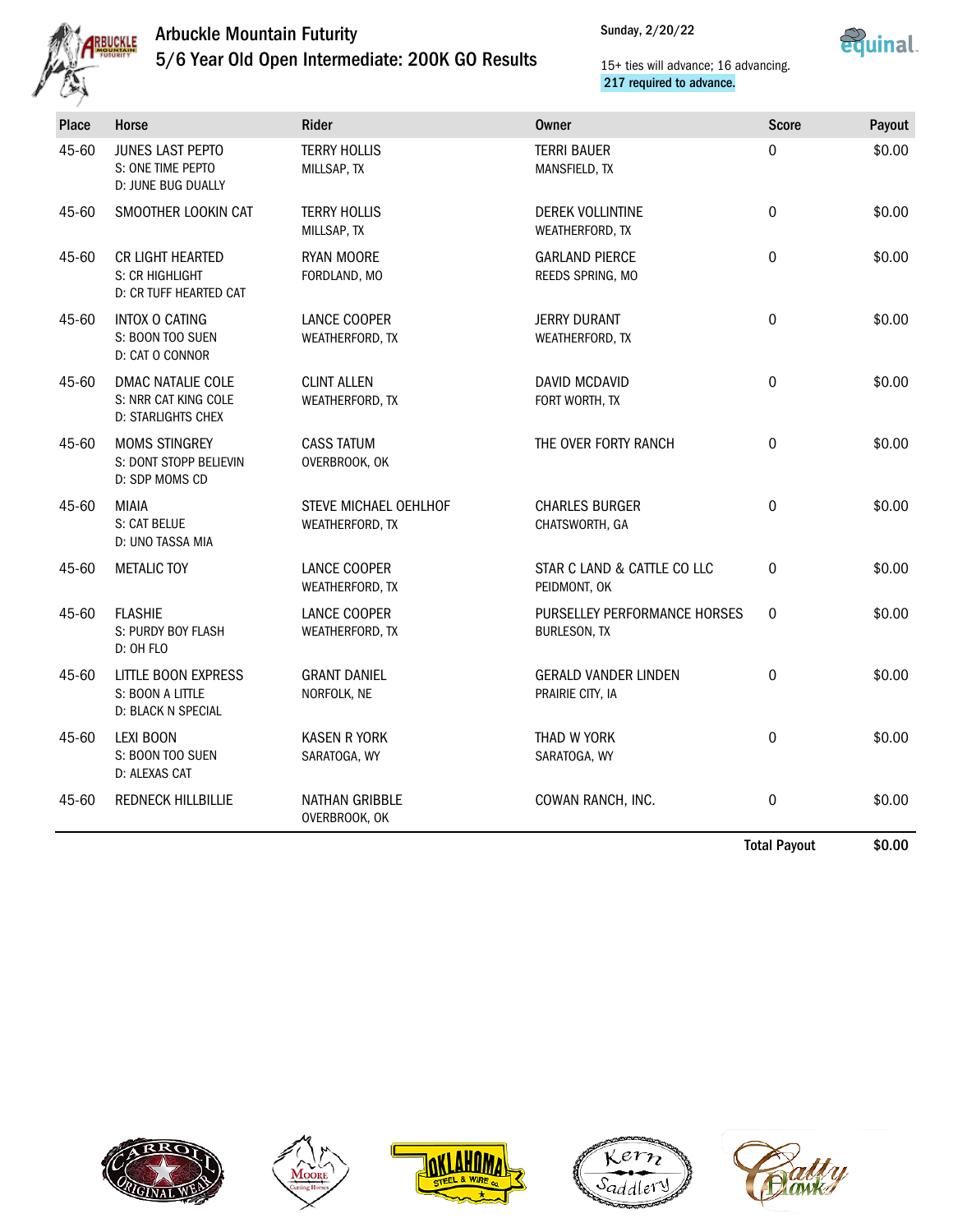# Arbuckle Mountain Futurity

## 5/6 Year Old Open Intermediate: 200K GO Results

Sunday, 2/20/22

15+ ties will advance; 16 advancing.
**217 required to advance.**

| Place | Horse | Rider | Owner | Score | Payout |
|---|---|---|---|---|---|
| 45-60 | JUNES LAST PEPTO<br>S: ONE TIME PEPTO<br>D: JUNE BUG DUALLY | TERRY HOLLIS<br>MILLSAP, TX | TERRI BAUER<br>MANSFIELD, TX | 0 | $0.00 |
| 45-60 | SMOOTHER LOOKIN CAT | TERRY HOLLIS<br>MILLSAP, TX | DEREK VOLLINTINE<br>WEATHERFORD, TX | 0 | $0.00 |
| 45-60 | CR LIGHT HEARTED<br>S: CR HIGHLIGHT<br>D: CR TUFF HEARTED CAT | RYAN MOORE<br>FORDLAND, MO | GARLAND PIERCE<br>REEDS SPRING, MO | 0 | $0.00 |
| 45-60 | INTOX O CATING<br>S: BOON TOO SUEN<br>D: CAT O CONNOR | LANCE COOPER<br>WEATHERFORD, TX | JERRY DURANT<br>WEATHERFORD, TX | 0 | $0.00 |
| 45-60 | DMAC NATALIE COLE<br>S: NRR CAT KING COLE<br>D: STARLIGHTS CHEX | CLINT ALLEN<br>WEATHERFORD, TX | DAVID MCDAVID<br>FORT WORTH, TX | 0 | $0.00 |
| 45-60 | MOMS STINGREY<br>S: DONT STOPP BELIEVIN<br>D: SDP MOMS CD | CASS TATUM<br>OVERBROOK, OK | THE OVER FORTY RANCH | 0 | $0.00 |
| 45-60 | MIAIA<br>S: CAT BELUE<br>D: UNO TASSA MIA | STEVE MICHAEL OEHLHOF<br>WEATHERFORD, TX | CHARLES BURGER<br>CHATSWORTH, GA | 0 | $0.00 |
| 45-60 | METALIC TOY | LANCE COOPER<br>WEATHERFORD, TX | STAR C LAND & CATTLE CO LLC<br>PEIDMONT, OK | 0 | $0.00 |
| 45-60 | FLASHIE<br>S: PURDY BOY FLASH<br>D: OH FLO | LANCE COOPER<br>WEATHERFORD, TX | PURSELLEY PERFORMANCE HORSES<br>BURLESON, TX | 0 | $0.00 |
| 45-60 | LITTLE BOON EXPRESS<br>S: BOON A LITTLE<br>D: BLACK N SPECIAL | GRANT DANIEL<br>NORFOLK, NE | GERALD VANDER LINDEN<br>PRAIRIE CITY, IA | 0 | $0.00 |
| 45-60 | LEXI BOON<br>S: BOON TOO SUEN<br>D: ALEXAS CAT | KASEN R YORK<br>SARATOGA, WY | THAD W YORK<br>SARATOGA, WY | 0 | $0.00 |
| 45-60 | REDNECK HILLBILLIE | NATHAN GRIBBLE<br>OVERBROOK, OK | COWAN RANCH, INC. | 0 | $0.00 |
| | | | | **Total Payout** | **$0.00** |